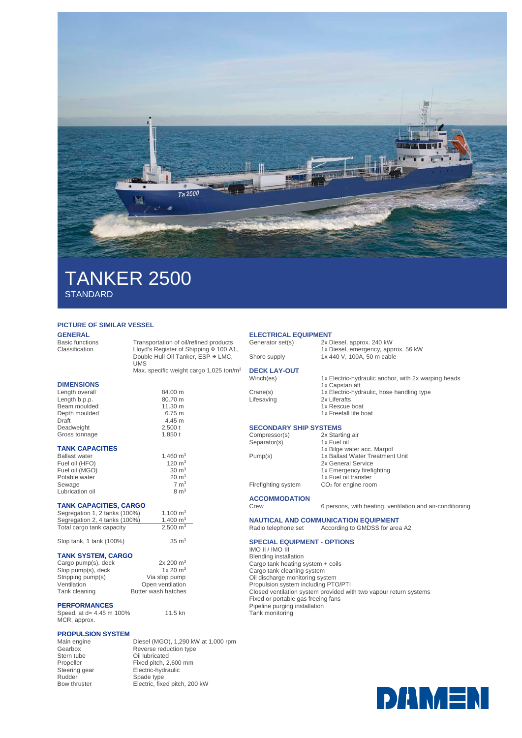# TANKER 2500

STANDARD

**PICTURE OF SIMILAR VESSEL**

## GENERAL

| | |
|---|---|
| Basic functions | Transportation of oil/refined products |
| Classification | Lloyd's Register of Shipping ✠ 100 A1, Double Hull Oil Tanker, ESP ✠ LMC, UMS |
| | Max. specific weight cargo 1,025 ton/m³ |

## DIMENSIONS

| | |
|---|---|
| Length overall | 84.00 m |
| Length b.p.p. | 80.70 m |
| Beam moulded | 11.30 m |
| Depth moulded | 6.75 m |
| Draft | 4.45 m |
| Deadweight | 2,500 t |
| Gross tonnage | 1,850 t |

## TANK CAPACITIES

| | |
|---|---|
| Ballast water | 1,460 m³ |
| Fuel oil (HFO) | 120 m³ |
| Fuel oil (MGO) | 30 m³ |
| Potable water | 20 m³ |
| Sewage | 7 m³ |
| Lubrication oil | 8 m³ |

## TANK CAPACITIES, CARGO

| | |
|---|---|
| Segregation 1, 2 tanks (100%) | 1,100 m³ |
| Segregation 2, 4 tanks (100%) | 1,400 m³ |
| Total cargo tank capacity | 2,500 m³ |
| | |
| Slop tank, 1 tank (100%) | 35 m³ |

## TANK SYSTEM, CARGO

| | |
|---|---|
| Cargo pump(s), deck | 2x 200 m³ |
| Slop pump(s), deck | 1x 20 m³ |
| Stripping pump(s) | Via slop pump |
| Ventilation | Open ventilation |
| Tank cleaning | Butter wash hatches |

## PERFORMANCES

| | |
|---|---|
| Speed, at d= 4.45 m 100% MCR, approx. | 11.5 kn |

## PROPULSION SYSTEM

| | |
|---|---|
| Main engine | Diesel (MGO), 1,290 kW at 1,000 rpm |
| Gearbox | Reverse reduction type |
| Stern tube | Oil lubricated |
| Propeller | Fixed pitch, 2,600 mm |
| Steering gear | Electric-hydraulic |
| Rudder | Spade type |
| Bow thruster | Electric, fixed pitch, 200 kW |

## ELECTRICAL EQUIPMENT

| | |
|---|---|
| Generator set(s) | 2x Diesel, approx. 240 kW<br>1x Diesel, emergency, approx. 56 kW |
| Shore supply | 1x 440 V, 100A, 50 m cable |

## DECK LAY-OUT

| | |
|---|---|
| Winch(es) | 1x Electric-hydraulic anchor, with 2x warping heads<br>1x Capstan aft |
| Crane(s) | 1x Electric-hydraulic, hose handling type |
| Lifesaving | 2x Liferafts<br>1x Rescue boat<br>1x Freefall life boat |

## SECONDARY SHIP SYSTEMS

| | |
|---|---|
| Compressor(s) | 2x Starting air |
| Separator(s) | 1x Fuel oil<br>1x Bilge water acc. Marpol |
| Pump(s) | 1x Ballast Water Treatment Unit<br>2x General Service<br>1x Emergency firefighting<br>1x Fuel oil transfer |
| Firefighting system | $CO_2$ for engine room |

## ACCOMMODATION

| | |
|---|---|
| Crew | 6 persons, with heating, ventilation and air-conditioning |

## NAUTICAL AND COMMUNICATION EQUIPMENT

| | |
|---|---|
| Radio telephone set | According to GMDSS for area A2 |

## SPECIAL EQUIPMENT - OPTIONS

IMO II / IMO III
Blending installation
Cargo tank heating system + coils
Cargo tank cleaning system
Oil discharge monitoring system
Propulsion system including PTO/PTI
Closed ventilation system provided with two vapour return systems
Fixed or portable gas freeing fans
Pipeline purging installation
Tank monitoring

DAMEN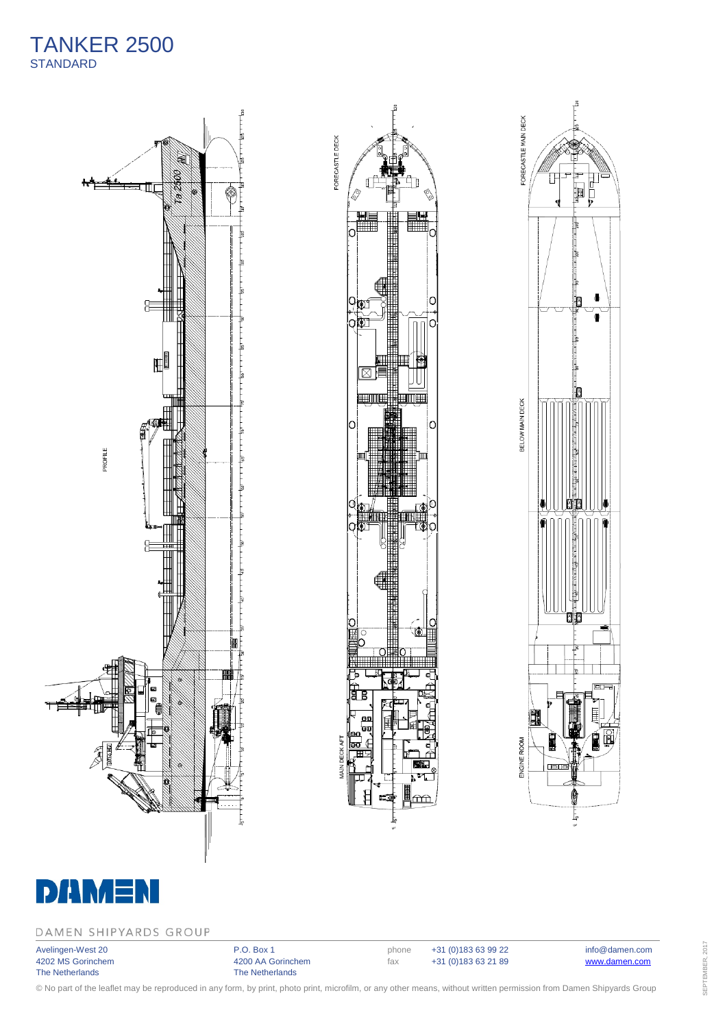# TANKER 2500
STANDARD

PROFILE

FORECASTLE DECK

MAIN DECK AFT

FORECASTLE MAIN DECK

BELOW MAIN DECK

ENGINE ROOM

DAMEN

DAMEN SHIPYARDS GROUP

Avelingen-West 20
4202 MS Gorinchem
The Netherlands

P.O. Box 1
4200 AA Gorinchem
The Netherlands

phone +31 (0)183 63 99 22
fax +31 (0)183 63 21 89

info@damen.com
www.damen.com

© No part of the leaflet may be reproduced in any form, by print, photo print, microfilm, or any other means, without written permission from Damen Shipyards Group

SEPTEMBER, 2017